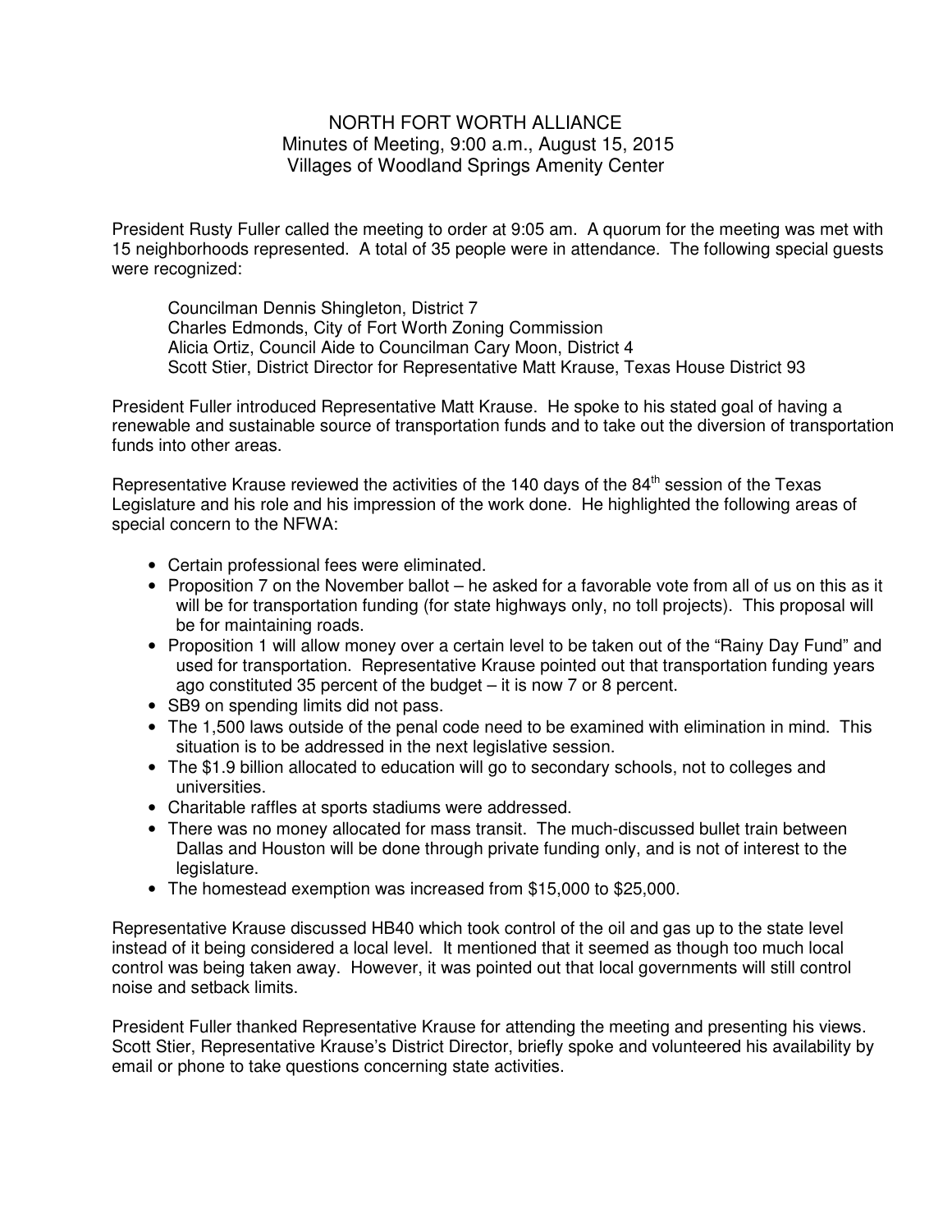# NORTH FORT WORTH ALLIANCE

Minutes of Meeting, 9:00 a.m., August 15, 2015

Villages of Woodland Springs Amenity Center

President Rusty Fuller called the meeting to order at 9:05 am. A quorum for the meeting was met with 15 neighborhoods represented. A total of 35 people were in attendance. The following special guests were recognized:

Councilman Dennis Shingleton, District 7
Charles Edmonds, City of Fort Worth Zoning Commission
Alicia Ortiz, Council Aide to Councilman Cary Moon, District 4
Scott Stier, District Director for Representative Matt Krause, Texas House District 93

President Fuller introduced Representative Matt Krause. He spoke to his stated goal of having a renewable and sustainable source of transportation funds and to take out the diversion of transportation funds into other areas.

Representative Krause reviewed the activities of the 140 days of the 84th session of the Texas Legislature and his role and his impression of the work done. He highlighted the following areas of special concern to the NFWA:

- Certain professional fees were eliminated.
- Proposition 7 on the November ballot – he asked for a favorable vote from all of us on this as it will be for transportation funding (for state highways only, no toll projects). This proposal will be for maintaining roads.
- Proposition 1 will allow money over a certain level to be taken out of the "Rainy Day Fund" and used for transportation. Representative Krause pointed out that transportation funding years ago constituted 35 percent of the budget – it is now 7 or 8 percent.
- SB9 on spending limits did not pass.
- The 1,500 laws outside of the penal code need to be examined with elimination in mind. This situation is to be addressed in the next legislative session.
- The $1.9 billion allocated to education will go to secondary schools, not to colleges and universities.
- Charitable raffles at sports stadiums were addressed.
- There was no money allocated for mass transit. The much-discussed bullet train between Dallas and Houston will be done through private funding only, and is not of interest to the legislature.
- The homestead exemption was increased from $15,000 to $25,000.

Representative Krause discussed HB40 which took control of the oil and gas up to the state level instead of it being considered a local level. It mentioned that it seemed as though too much local control was being taken away. However, it was pointed out that local governments will still control noise and setback limits.

President Fuller thanked Representative Krause for attending the meeting and presenting his views. Scott Stier, Representative Krause's District Director, briefly spoke and volunteered his availability by email or phone to take questions concerning state activities.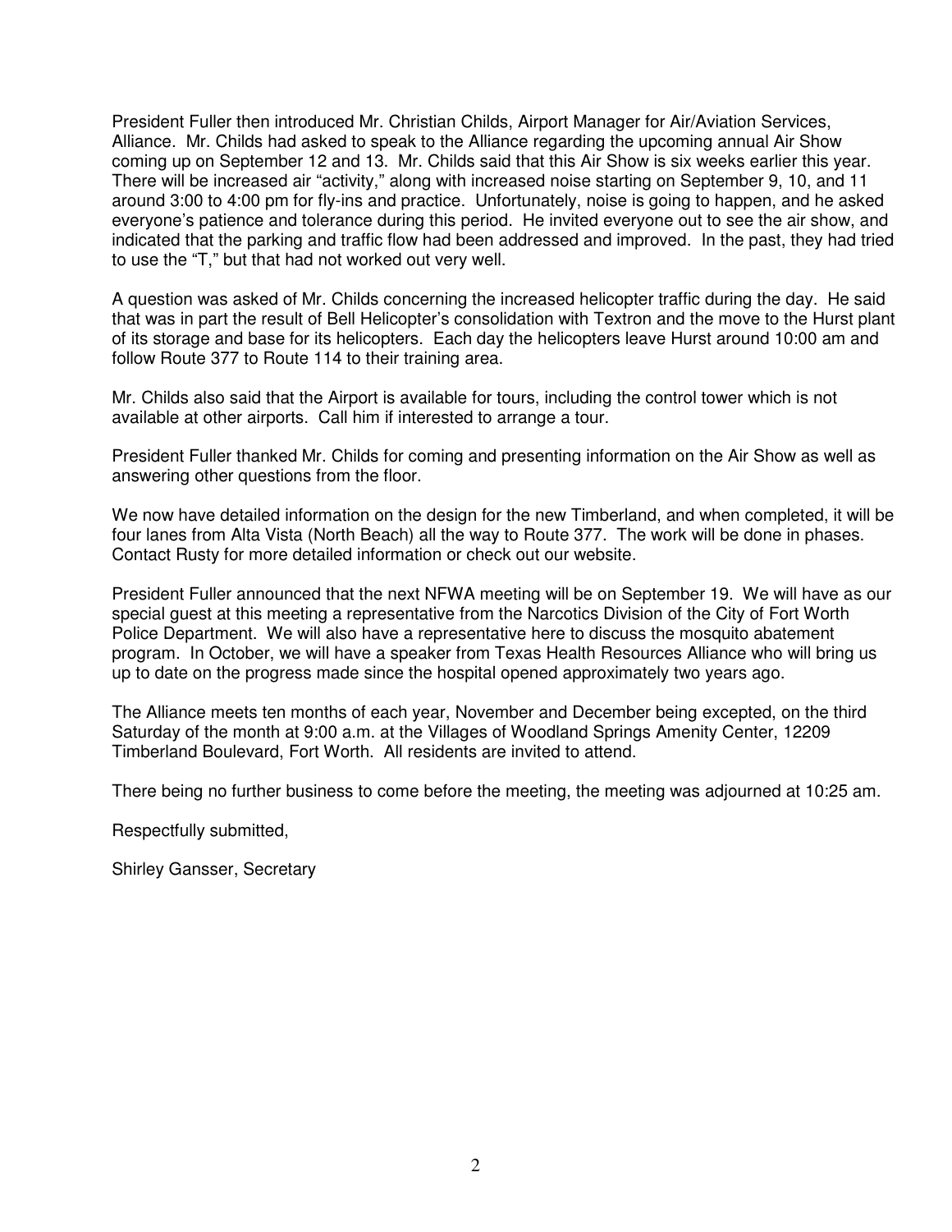President Fuller then introduced Mr. Christian Childs, Airport Manager for Air/Aviation Services, Alliance. Mr. Childs had asked to speak to the Alliance regarding the upcoming annual Air Show coming up on September 12 and 13. Mr. Childs said that this Air Show is six weeks earlier this year. There will be increased air "activity," along with increased noise starting on September 9, 10, and 11 around 3:00 to 4:00 pm for fly-ins and practice. Unfortunately, noise is going to happen, and he asked everyone's patience and tolerance during this period. He invited everyone out to see the air show, and indicated that the parking and traffic flow had been addressed and improved. In the past, they had tried to use the "T," but that had not worked out very well.

A question was asked of Mr. Childs concerning the increased helicopter traffic during the day. He said that was in part the result of Bell Helicopter's consolidation with Textron and the move to the Hurst plant of its storage and base for its helicopters. Each day the helicopters leave Hurst around 10:00 am and follow Route 377 to Route 114 to their training area.

Mr. Childs also said that the Airport is available for tours, including the control tower which is not available at other airports. Call him if interested to arrange a tour.

President Fuller thanked Mr. Childs for coming and presenting information on the Air Show as well as answering other questions from the floor.

We now have detailed information on the design for the new Timberland, and when completed, it will be four lanes from Alta Vista (North Beach) all the way to Route 377. The work will be done in phases. Contact Rusty for more detailed information or check out our website.

President Fuller announced that the next NFWA meeting will be on September 19. We will have as our special guest at this meeting a representative from the Narcotics Division of the City of Fort Worth Police Department. We will also have a representative here to discuss the mosquito abatement program. In October, we will have a speaker from Texas Health Resources Alliance who will bring us up to date on the progress made since the hospital opened approximately two years ago.

The Alliance meets ten months of each year, November and December being excepted, on the third Saturday of the month at 9:00 a.m. at the Villages of Woodland Springs Amenity Center, 12209 Timberland Boulevard, Fort Worth. All residents are invited to attend.

There being no further business to come before the meeting, the meeting was adjourned at 10:25 am.

Respectfully submitted,

Shirley Gansser, Secretary